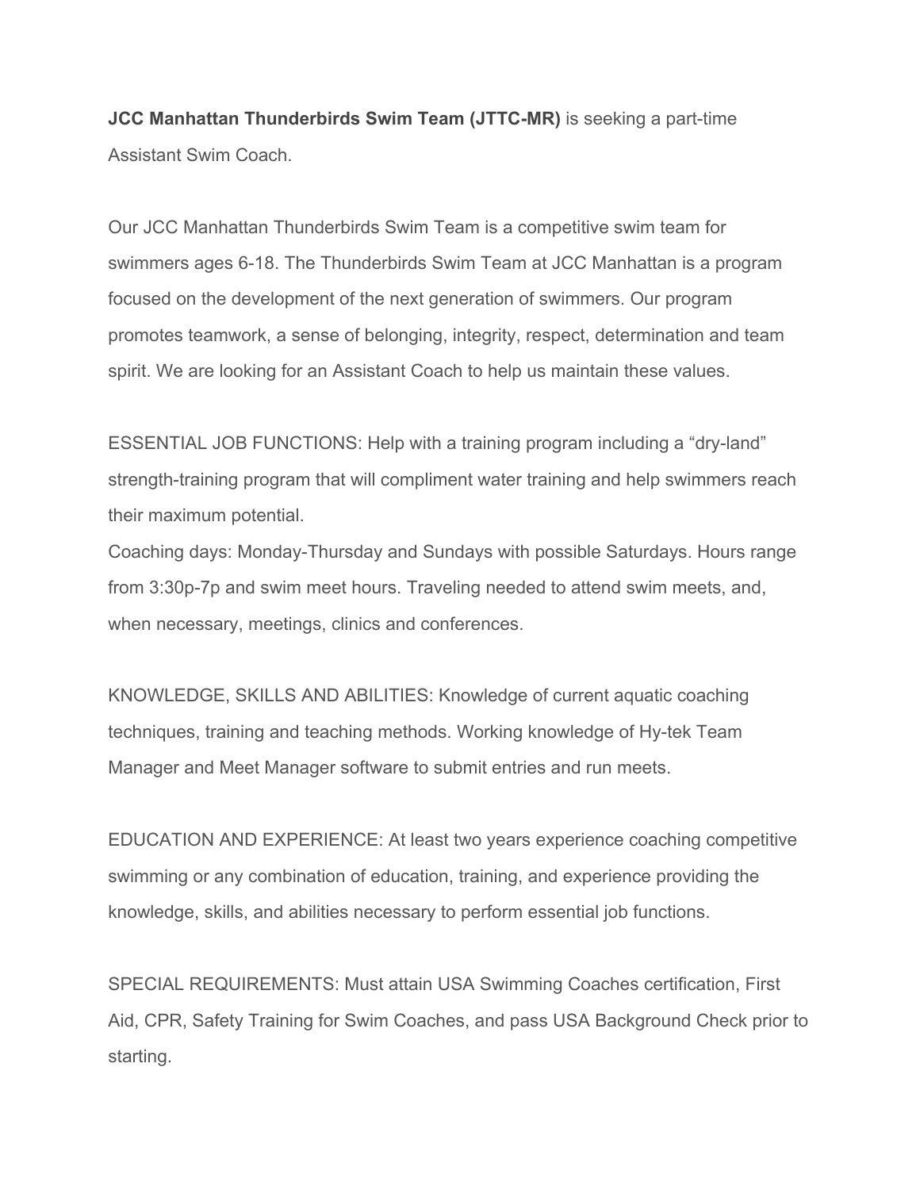**JCC Manhattan Thunderbirds Swim Team (JTTC-MR)** is seeking a part-time Assistant Swim Coach.

Our JCC Manhattan Thunderbirds Swim Team is a competitive swim team for swimmers ages 6-18. The Thunderbirds Swim Team at JCC Manhattan is a program focused on the development of the next generation of swimmers. Our program promotes teamwork, a sense of belonging, integrity, respect, determination and team spirit. We are looking for an Assistant Coach to help us maintain these values.

ESSENTIAL JOB FUNCTIONS: Help with a training program including a “dry-land” strength-training program that will compliment water training and help swimmers reach their maximum potential.
Coaching days: Monday-Thursday and Sundays with possible Saturdays. Hours range from 3:30p-7p and swim meet hours. Traveling needed to attend swim meets, and, when necessary, meetings, clinics and conferences.

KNOWLEDGE, SKILLS AND ABILITIES: Knowledge of current aquatic coaching techniques, training and teaching methods. Working knowledge of Hy-tek Team Manager and Meet Manager software to submit entries and run meets.

EDUCATION AND EXPERIENCE: At least two years experience coaching competitive swimming or any combination of education, training, and experience providing the knowledge, skills, and abilities necessary to perform essential job functions.

SPECIAL REQUIREMENTS: Must attain USA Swimming Coaches certification, First Aid, CPR, Safety Training for Swim Coaches, and pass USA Background Check prior to starting.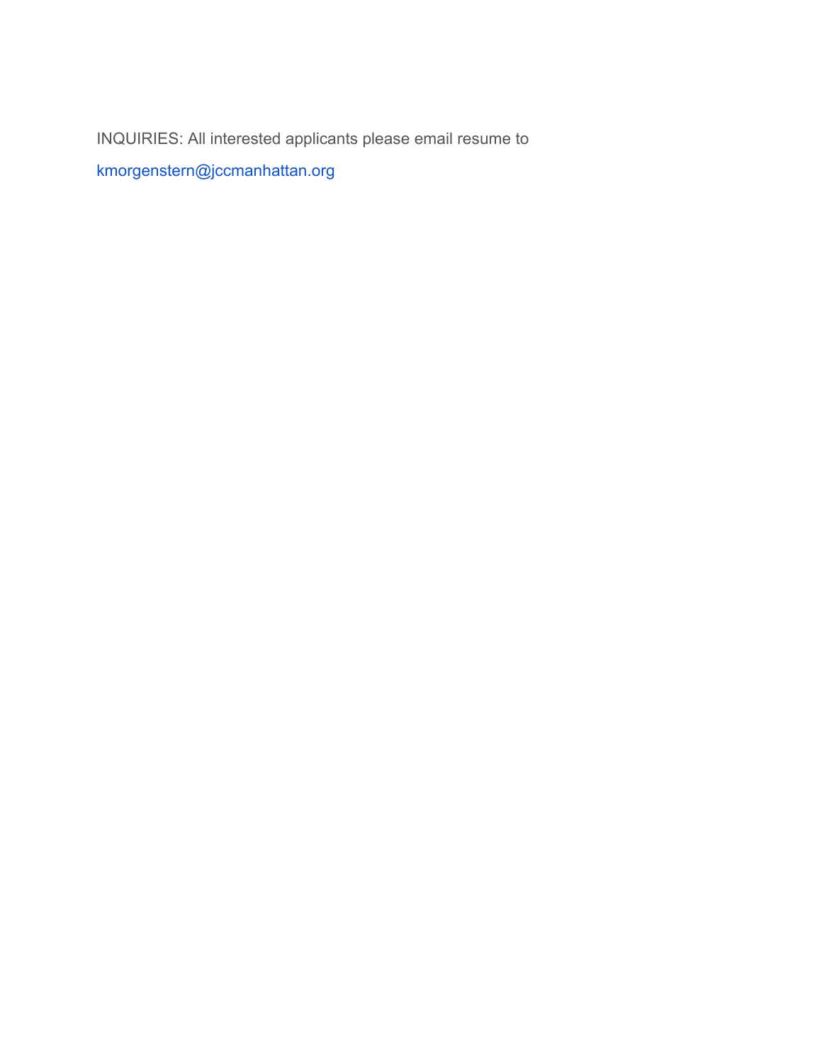INQUIRIES: All interested applicants please email resume to

kmorgenstern@jccmanhattan.org